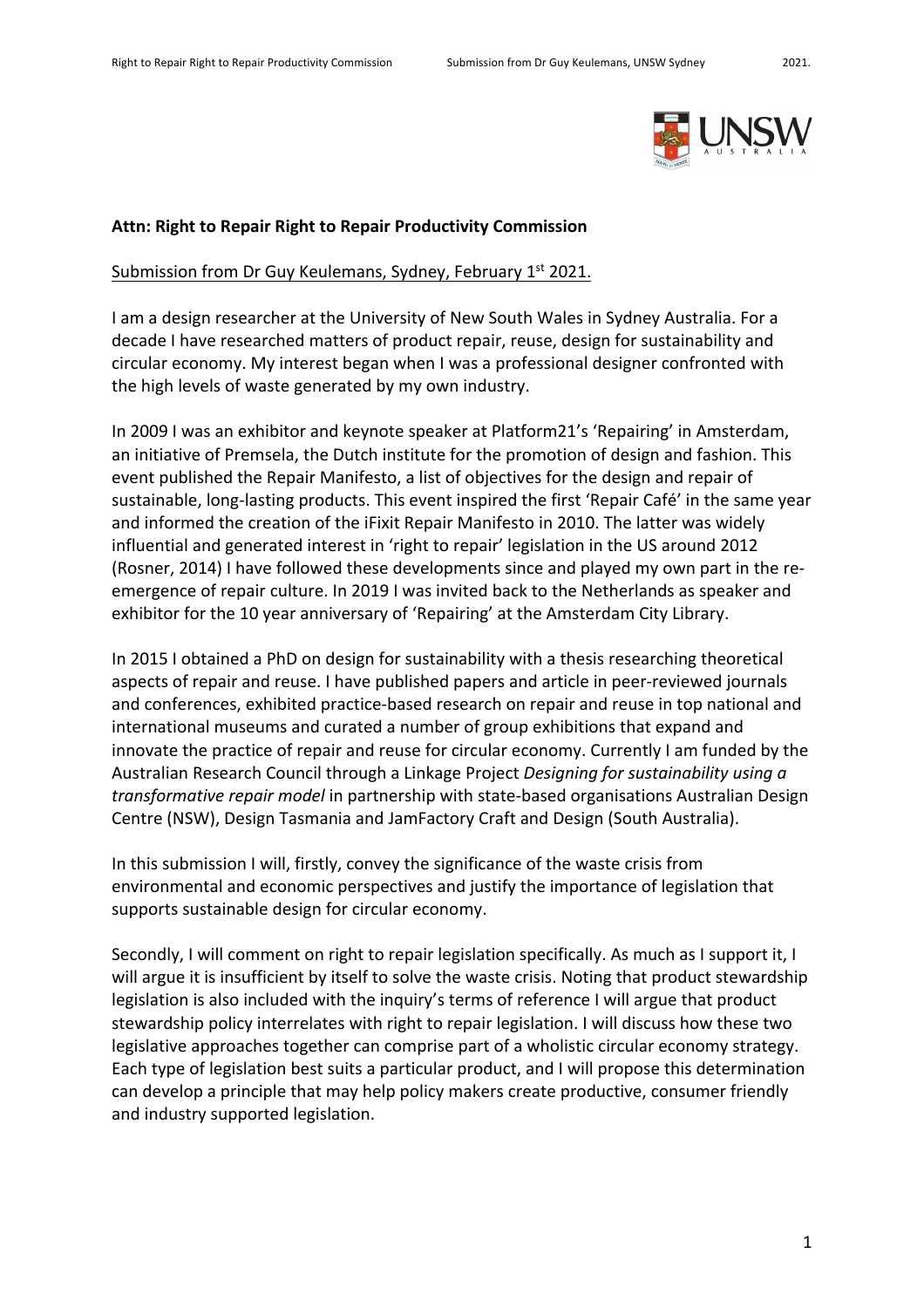**Attn: Right to Repair Right to Repair Productivity Commission**

Submission from Dr Guy Keulemans, Sydney, February 1st 2021.

I am a design researcher at the University of New South Wales in Sydney Australia. For a decade I have researched matters of product repair, reuse, design for sustainability and circular economy. My interest began when I was a professional designer confronted with the high levels of waste generated by my own industry.

In 2009 I was an exhibitor and keynote speaker at Platform21's 'Repairing' in Amsterdam, an initiative of Premsela, the Dutch institute for the promotion of design and fashion. This event published the Repair Manifesto, a list of objectives for the design and repair of sustainable, long-lasting products. This event inspired the first 'Repair Café' in the same year and informed the creation of the iFixit Repair Manifesto in 2010. The latter was widely influential and generated interest in 'right to repair' legislation in the US around 2012 (Rosner, 2014) I have followed these developments since and played my own part in the re-emergence of repair culture. In 2019 I was invited back to the Netherlands as speaker and exhibitor for the 10 year anniversary of 'Repairing' at the Amsterdam City Library.

In 2015 I obtained a PhD on design for sustainability with a thesis researching theoretical aspects of repair and reuse. I have published papers and article in peer-reviewed journals and conferences, exhibited practice-based research on repair and reuse in top national and international museums and curated a number of group exhibitions that expand and innovate the practice of repair and reuse for circular economy. Currently I am funded by the Australian Research Council through a Linkage Project *Designing for sustainability using a transformative repair model* in partnership with state-based organisations Australian Design Centre (NSW), Design Tasmania and JamFactory Craft and Design (South Australia).

In this submission I will, firstly, convey the significance of the waste crisis from environmental and economic perspectives and justify the importance of legislation that supports sustainable design for circular economy.

Secondly, I will comment on right to repair legislation specifically. As much as I support it, I will argue it is insufficient by itself to solve the waste crisis. Noting that product stewardship legislation is also included with the inquiry's terms of reference I will argue that product stewardship policy interrelates with right to repair legislation. I will discuss how these two legislative approaches together can comprise part of a wholistic circular economy strategy. Each type of legislation best suits a particular product, and I will propose this determination can develop a principle that may help policy makers create productive, consumer friendly and industry supported legislation.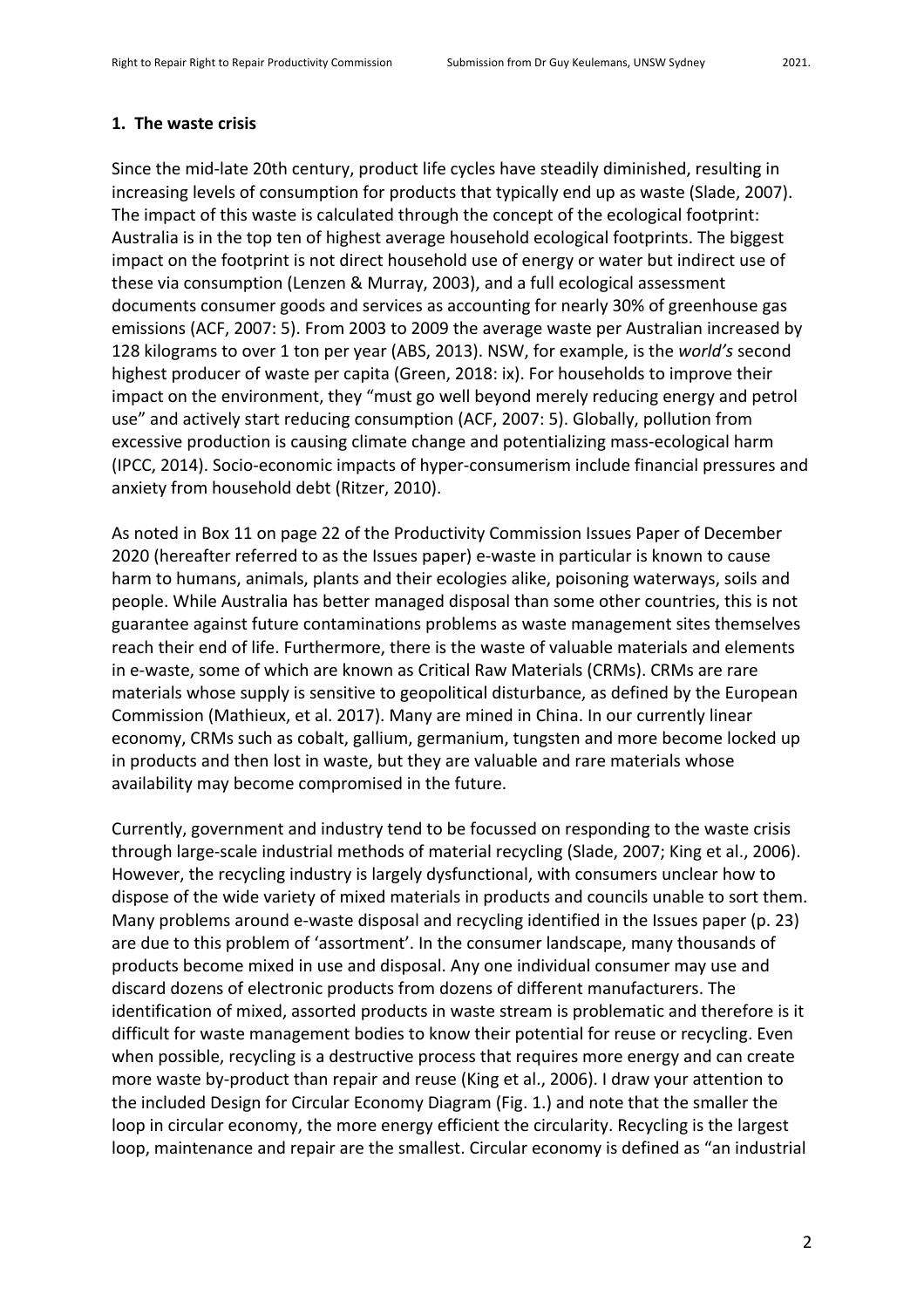### 1. The waste crisis

Since the mid-late 20th century, product life cycles have steadily diminished, resulting in increasing levels of consumption for products that typically end up as waste (Slade, 2007). The impact of this waste is calculated through the concept of the ecological footprint: Australia is in the top ten of highest average household ecological footprints. The biggest impact on the footprint is not direct household use of energy or water but indirect use of these via consumption (Lenzen & Murray, 2003), and a full ecological assessment documents consumer goods and services as accounting for nearly 30% of greenhouse gas emissions (ACF, 2007: 5). From 2003 to 2009 the average waste per Australian increased by 128 kilograms to over 1 ton per year (ABS, 2013). NSW, for example, is the *world's* second highest producer of waste per capita (Green, 2018: ix). For households to improve their impact on the environment, they "must go well beyond merely reducing energy and petrol use" and actively start reducing consumption (ACF, 2007: 5). Globally, pollution from excessive production is causing climate change and potentializing mass-ecological harm (IPCC, 2014). Socio-economic impacts of hyper-consumerism include financial pressures and anxiety from household debt (Ritzer, 2010).

As noted in Box 11 on page 22 of the Productivity Commission Issues Paper of December 2020 (hereafter referred to as the Issues paper) e-waste in particular is known to cause harm to humans, animals, plants and their ecologies alike, poisoning waterways, soils and people. While Australia has better managed disposal than some other countries, this is not guarantee against future contaminations problems as waste management sites themselves reach their end of life. Furthermore, there is the waste of valuable materials and elements in e-waste, some of which are known as Critical Raw Materials (CRMs). CRMs are rare materials whose supply is sensitive to geopolitical disturbance, as defined by the European Commission (Mathieux, et al. 2017). Many are mined in China. In our currently linear economy, CRMs such as cobalt, gallium, germanium, tungsten and more become locked up in products and then lost in waste, but they are valuable and rare materials whose availability may become compromised in the future.

Currently, government and industry tend to be focussed on responding to the waste crisis through large-scale industrial methods of material recycling (Slade, 2007; King et al., 2006). However, the recycling industry is largely dysfunctional, with consumers unclear how to dispose of the wide variety of mixed materials in products and councils unable to sort them. Many problems around e-waste disposal and recycling identified in the Issues paper (p. 23) are due to this problem of 'assortment'. In the consumer landscape, many thousands of products become mixed in use and disposal. Any one individual consumer may use and discard dozens of electronic products from dozens of different manufacturers. The identification of mixed, assorted products in waste stream is problematic and therefore is it difficult for waste management bodies to know their potential for reuse or recycling. Even when possible, recycling is a destructive process that requires more energy and can create more waste by-product than repair and reuse (King et al., 2006). I draw your attention to the included Design for Circular Economy Diagram (Fig. 1.) and note that the smaller the loop in circular economy, the more energy efficient the circularity. Recycling is the largest loop, maintenance and repair are the smallest. Circular economy is defined as "an industrial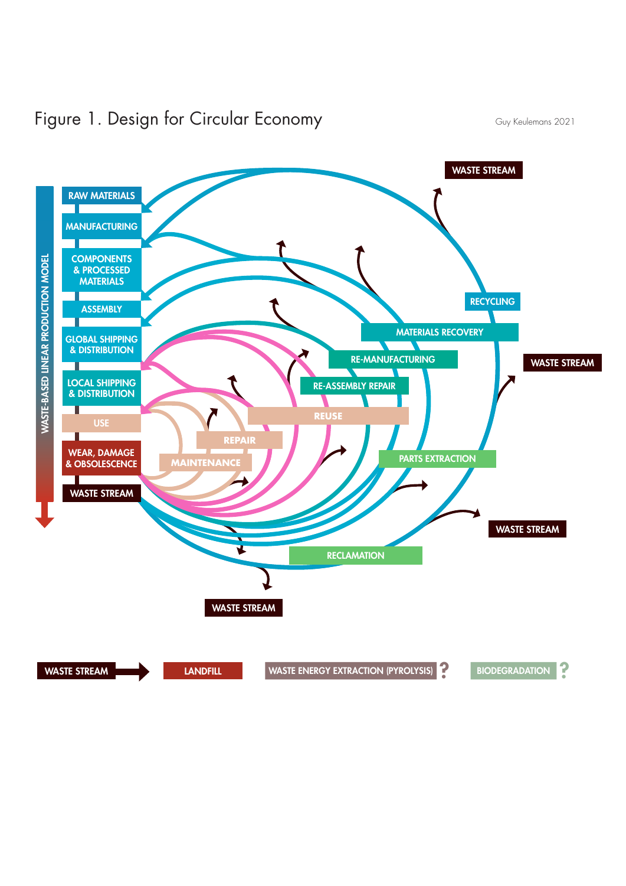# Figure 1. Design for Circular Economy

Guy Keulemans 2021

WASTE-BASED LINEAR PRODUCTION MODEL

- RAW MATERIALS
- MANUFACTURING
- COMPONENTS & PROCESSED MATERIALS
- ASSEMBLY
- GLOBAL SHIPPING & DISTRIBUTION
- LOCAL SHIPPING & DISTRIBUTION
- USE
- WEAR, DAMAGE & OBSOLESCENCE
- WASTE STREAM

RECYCLING

MATERIALS RECOVERY

RE-MANUFACTURING

RE-ASSEMBLY REPAIR

REUSE

REPAIR

MAINTENANCE

PARTS EXTRACTION

RECLAMATION

WASTE STREAM

WASTE STREAM

WASTE STREAM

WASTE STREAM

WASTE STREAM | LANDFILL | WASTE ENERGY EXTRACTION (PYROLYSIS) ? | BIODEGRADATION ?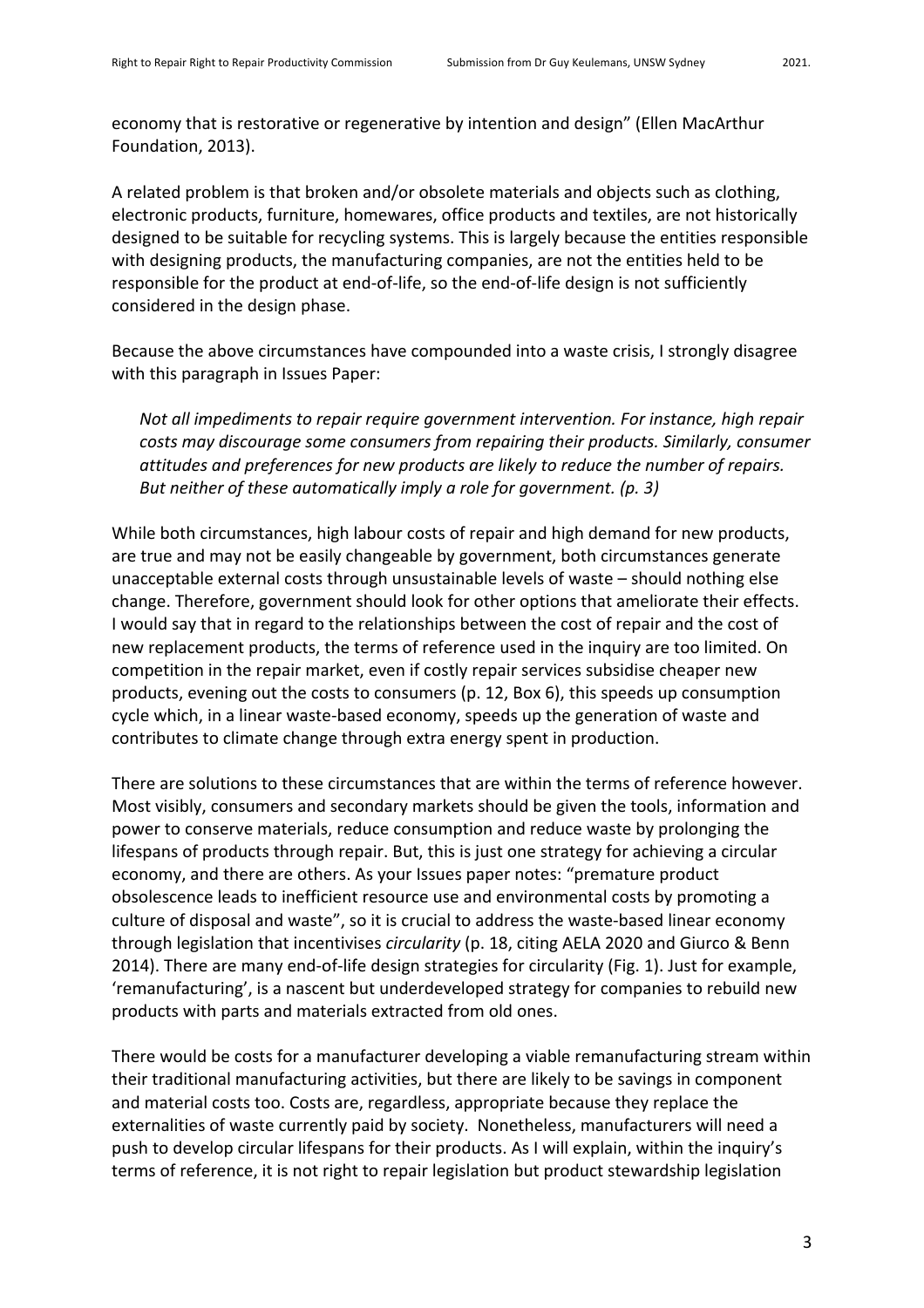economy that is restorative or regenerative by intention and design" (Ellen MacArthur Foundation, 2013).

A related problem is that broken and/or obsolete materials and objects such as clothing, electronic products, furniture, homewares, office products and textiles, are not historically designed to be suitable for recycling systems. This is largely because the entities responsible with designing products, the manufacturing companies, are not the entities held to be responsible for the product at end-of-life, so the end-of-life design is not sufficiently considered in the design phase.

Because the above circumstances have compounded into a waste crisis, I strongly disagree with this paragraph in Issues Paper:

> *Not all impediments to repair require government intervention. For instance, high repair costs may discourage some consumers from repairing their products. Similarly, consumer attitudes and preferences for new products are likely to reduce the number of repairs. But neither of these automatically imply a role for government. (p. 3)*

While both circumstances, high labour costs of repair and high demand for new products, are true and may not be easily changeable by government, both circumstances generate unacceptable external costs through unsustainable levels of waste – should nothing else change. Therefore, government should look for other options that ameliorate their effects. I would say that in regard to the relationships between the cost of repair and the cost of new replacement products, the terms of reference used in the inquiry are too limited. On competition in the repair market, even if costly repair services subsidise cheaper new products, evening out the costs to consumers (p. 12, Box 6), this speeds up consumption cycle which, in a linear waste-based economy, speeds up the generation of waste and contributes to climate change through extra energy spent in production.

There are solutions to these circumstances that are within the terms of reference however. Most visibly, consumers and secondary markets should be given the tools, information and power to conserve materials, reduce consumption and reduce waste by prolonging the lifespans of products through repair. But, this is just one strategy for achieving a circular economy, and there are others. As your Issues paper notes: "premature product obsolescence leads to inefficient resource use and environmental costs by promoting a culture of disposal and waste", so it is crucial to address the waste-based linear economy through legislation that incentivises *circularity* (p. 18, citing AELA 2020 and Giurco & Benn 2014). There are many end-of-life design strategies for circularity (Fig. 1). Just for example, 'remanufacturing', is a nascent but underdeveloped strategy for companies to rebuild new products with parts and materials extracted from old ones.

There would be costs for a manufacturer developing a viable remanufacturing stream within their traditional manufacturing activities, but there are likely to be savings in component and material costs too. Costs are, regardless, appropriate because they replace the externalities of waste currently paid by society. Nonetheless, manufacturers will need a push to develop circular lifespans for their products. As I will explain, within the inquiry's terms of reference, it is not right to repair legislation but product stewardship legislation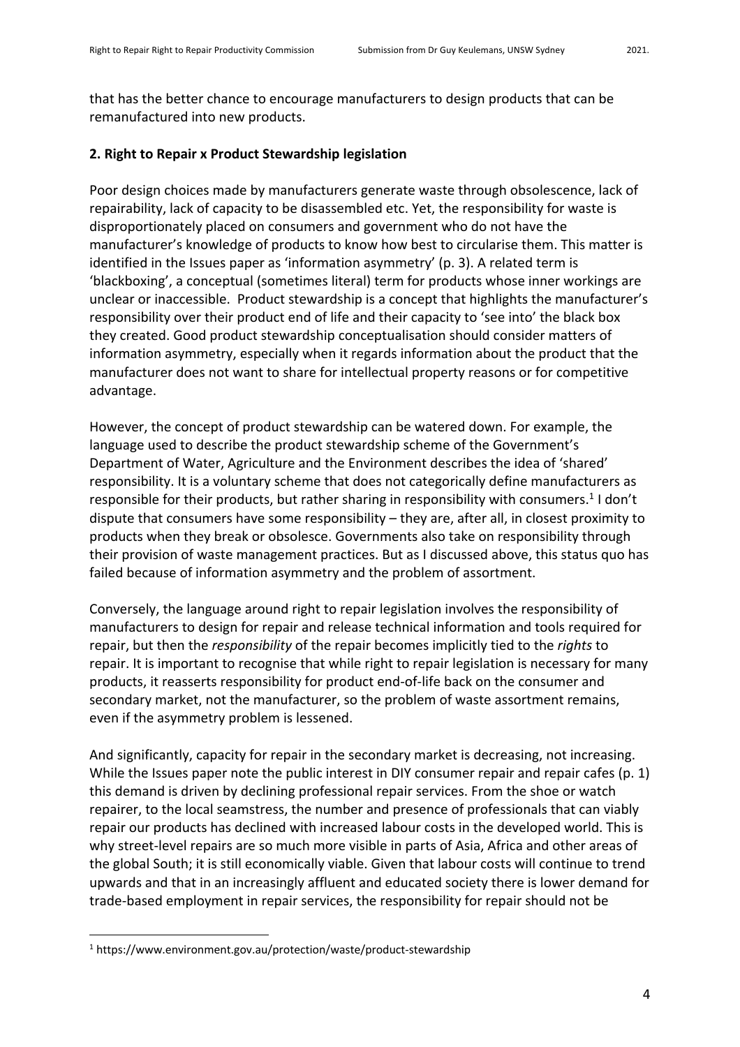that has the better chance to encourage manufacturers to design products that can be remanufactured into new products.

**2. Right to Repair x Product Stewardship legislation**

Poor design choices made by manufacturers generate waste through obsolescence, lack of repairability, lack of capacity to be disassembled etc. Yet, the responsibility for waste is disproportionately placed on consumers and government who do not have the manufacturer's knowledge of products to know how best to circularise them. This matter is identified in the Issues paper as 'information asymmetry' (p. 3). A related term is 'blackboxing', a conceptual (sometimes literal) term for products whose inner workings are unclear or inaccessible. Product stewardship is a concept that highlights the manufacturer's responsibility over their product end of life and their capacity to 'see into' the black box they created. Good product stewardship conceptualisation should consider matters of information asymmetry, especially when it regards information about the product that the manufacturer does not want to share for intellectual property reasons or for competitive advantage.

However, the concept of product stewardship can be watered down. For example, the language used to describe the product stewardship scheme of the Government's Department of Water, Agriculture and the Environment describes the idea of 'shared' responsibility. It is a voluntary scheme that does not categorically define manufacturers as responsible for their products, but rather sharing in responsibility with consumers.[1] I don't dispute that consumers have some responsibility – they are, after all, in closest proximity to products when they break or obsolesce. Governments also take on responsibility through their provision of waste management practices. But as I discussed above, this status quo has failed because of information asymmetry and the problem of assortment.

Conversely, the language around right to repair legislation involves the responsibility of manufacturers to design for repair and release technical information and tools required for repair, but then the *responsibility* of the repair becomes implicitly tied to the *rights* to repair. It is important to recognise that while right to repair legislation is necessary for many products, it reasserts responsibility for product end-of-life back on the consumer and secondary market, not the manufacturer, so the problem of waste assortment remains, even if the asymmetry problem is lessened.

And significantly, capacity for repair in the secondary market is decreasing, not increasing. While the Issues paper note the public interest in DIY consumer repair and repair cafes (p. 1) this demand is driven by declining professional repair services. From the shoe or watch repairer, to the local seamstress, the number and presence of professionals that can viably repair our products has declined with increased labour costs in the developed world. This is why street-level repairs are so much more visible in parts of Asia, Africa and other areas of the global South; it is still economically viable. Given that labour costs will continue to trend upwards and that in an increasingly affluent and educated society there is lower demand for trade-based employment in repair services, the responsibility for repair should not be

[1] https://www.environment.gov.au/protection/waste/product-stewardship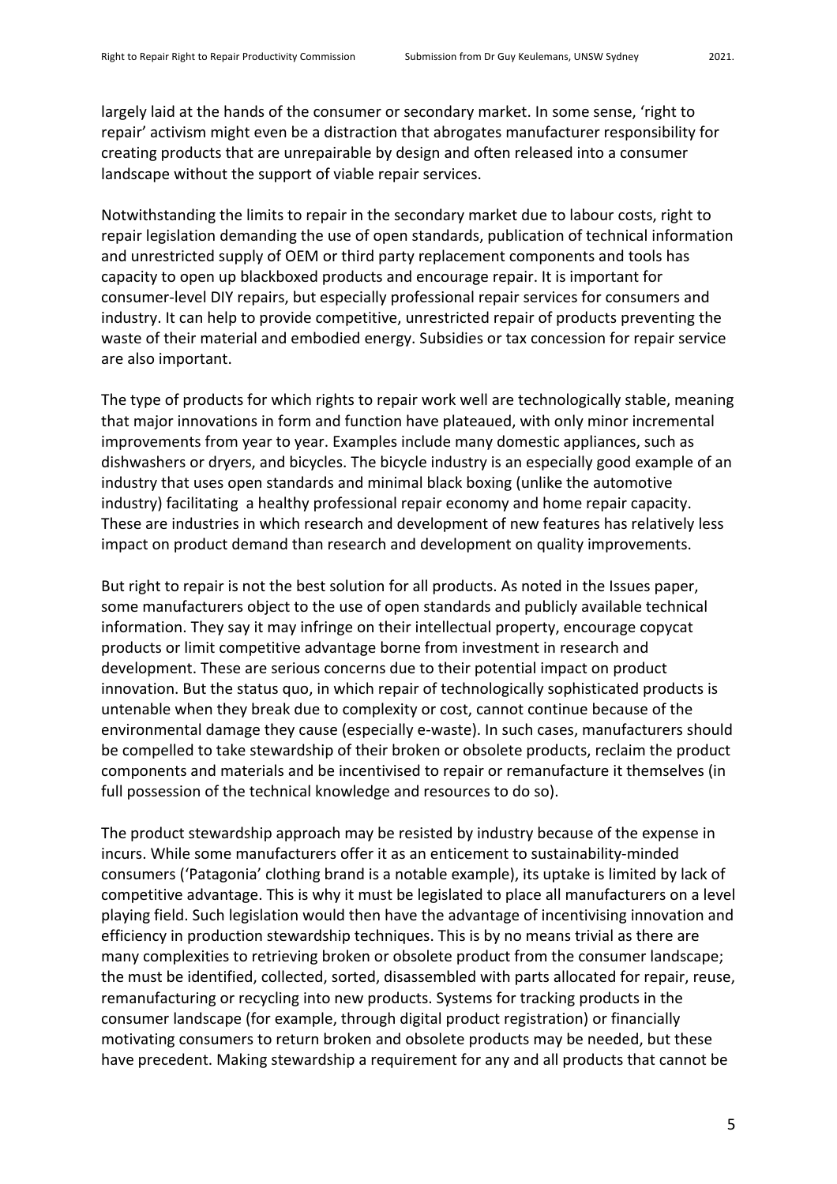largely laid at the hands of the consumer or secondary market. In some sense, 'right to repair' activism might even be a distraction that abrogates manufacturer responsibility for creating products that are unrepairable by design and often released into a consumer landscape without the support of viable repair services.

Notwithstanding the limits to repair in the secondary market due to labour costs, right to repair legislation demanding the use of open standards, publication of technical information and unrestricted supply of OEM or third party replacement components and tools has capacity to open up blackboxed products and encourage repair. It is important for consumer-level DIY repairs, but especially professional repair services for consumers and industry. It can help to provide competitive, unrestricted repair of products preventing the waste of their material and embodied energy. Subsidies or tax concession for repair service are also important.

The type of products for which rights to repair work well are technologically stable, meaning that major innovations in form and function have plateaued, with only minor incremental improvements from year to year. Examples include many domestic appliances, such as dishwashers or dryers, and bicycles. The bicycle industry is an especially good example of an industry that uses open standards and minimal black boxing (unlike the automotive industry) facilitating  a healthy professional repair economy and home repair capacity. These are industries in which research and development of new features has relatively less impact on product demand than research and development on quality improvements.

But right to repair is not the best solution for all products. As noted in the Issues paper, some manufacturers object to the use of open standards and publicly available technical information. They say it may infringe on their intellectual property, encourage copycat products or limit competitive advantage borne from investment in research and development. These are serious concerns due to their potential impact on product innovation. But the status quo, in which repair of technologically sophisticated products is untenable when they break due to complexity or cost, cannot continue because of the environmental damage they cause (especially e-waste). In such cases, manufacturers should be compelled to take stewardship of their broken or obsolete products, reclaim the product components and materials and be incentivised to repair or remanufacture it themselves (in full possession of the technical knowledge and resources to do so).

The product stewardship approach may be resisted by industry because of the expense in incurs. While some manufacturers offer it as an enticement to sustainability-minded consumers ('Patagonia' clothing brand is a notable example), its uptake is limited by lack of competitive advantage. This is why it must be legislated to place all manufacturers on a level playing field. Such legislation would then have the advantage of incentivising innovation and efficiency in production stewardship techniques. This is by no means trivial as there are many complexities to retrieving broken or obsolete product from the consumer landscape; the must be identified, collected, sorted, disassembled with parts allocated for repair, reuse, remanufacturing or recycling into new products. Systems for tracking products in the consumer landscape (for example, through digital product registration) or financially motivating consumers to return broken and obsolete products may be needed, but these have precedent. Making stewardship a requirement for any and all products that cannot be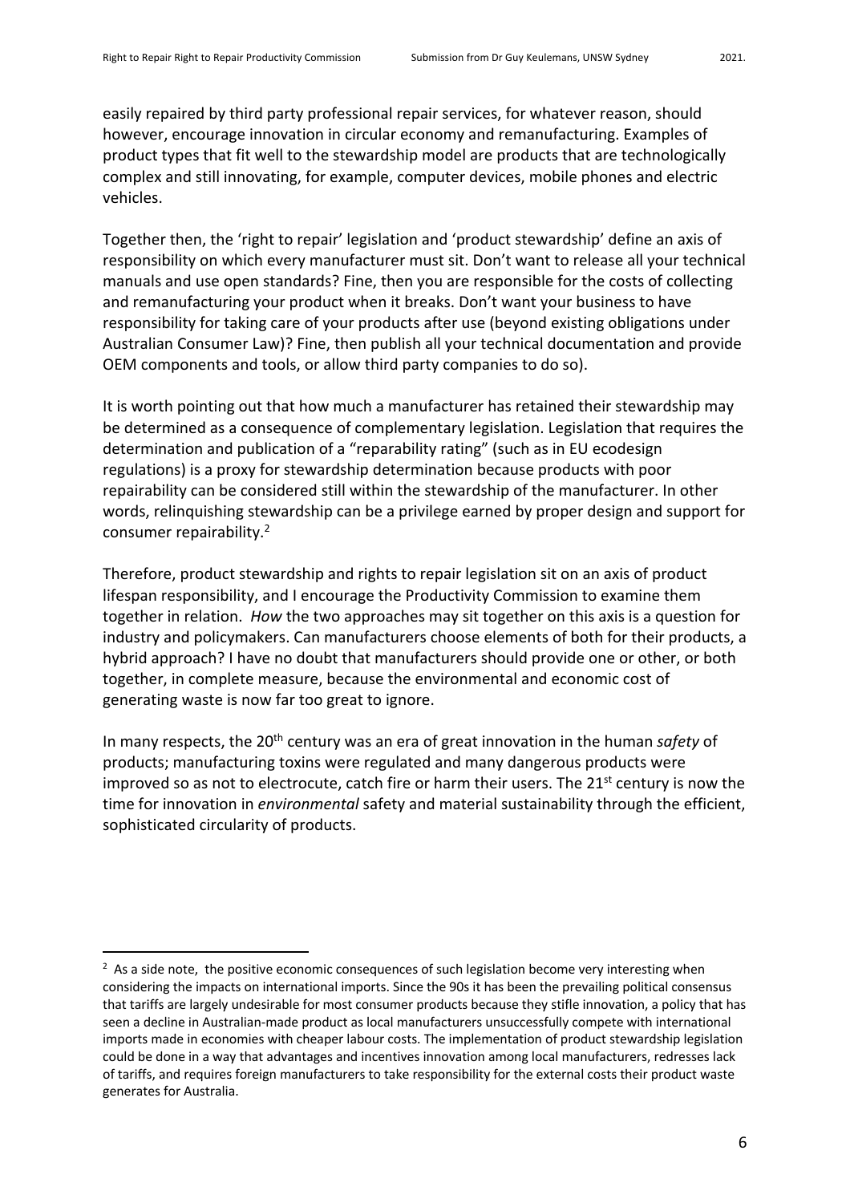easily repaired by third party professional repair services, for whatever reason, should however, encourage innovation in circular economy and remanufacturing. Examples of product types that fit well to the stewardship model are products that are technologically complex and still innovating, for example, computer devices, mobile phones and electric vehicles.

Together then, the 'right to repair' legislation and 'product stewardship' define an axis of responsibility on which every manufacturer must sit. Don't want to release all your technical manuals and use open standards? Fine, then you are responsible for the costs of collecting and remanufacturing your product when it breaks. Don't want your business to have responsibility for taking care of your products after use (beyond existing obligations under Australian Consumer Law)? Fine, then publish all your technical documentation and provide OEM components and tools, or allow third party companies to do so).

It is worth pointing out that how much a manufacturer has retained their stewardship may be determined as a consequence of complementary legislation. Legislation that requires the determination and publication of a "reparability rating" (such as in EU ecodesign regulations) is a proxy for stewardship determination because products with poor repairability can be considered still within the stewardship of the manufacturer. In other words, relinquishing stewardship can be a privilege earned by proper design and support for consumer repairability.[2]

Therefore, product stewardship and rights to repair legislation sit on an axis of product lifespan responsibility, and I encourage the Productivity Commission to examine them together in relation. *How* the two approaches may sit together on this axis is a question for industry and policymakers. Can manufacturers choose elements of both for their products, a hybrid approach? I have no doubt that manufacturers should provide one or other, or both together, in complete measure, because the environmental and economic cost of generating waste is now far too great to ignore.

In many respects, the 20th century was an era of great innovation in the human *safety* of products; manufacturing toxins were regulated and many dangerous products were improved so as not to electrocute, catch fire or harm their users. The 21st century is now the time for innovation in *environmental* safety and material sustainability through the efficient, sophisticated circularity of products.

---

[2] As a side note, the positive economic consequences of such legislation become very interesting when considering the impacts on international imports. Since the 90s it has been the prevailing political consensus that tariffs are largely undesirable for most consumer products because they stifle innovation, a policy that has seen a decline in Australian-made product as local manufacturers unsuccessfully compete with international imports made in economies with cheaper labour costs. The implementation of product stewardship legislation could be done in a way that advantages and incentives innovation among local manufacturers, redresses lack of tariffs, and requires foreign manufacturers to take responsibility for the external costs their product waste generates for Australia.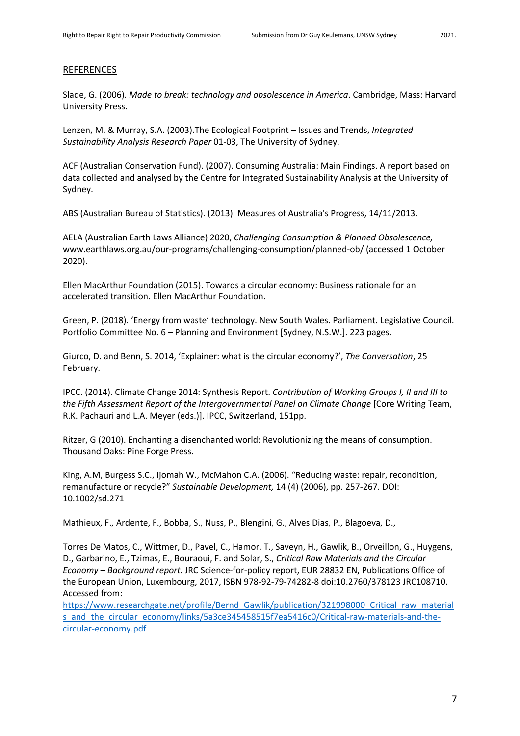## REFERENCES

Slade, G. (2006). *Made to break: technology and obsolescence in America*. Cambridge, Mass: Harvard University Press.

Lenzen, M. & Murray, S.A. (2003).The Ecological Footprint – Issues and Trends, *Integrated Sustainability Analysis Research Paper* 01-03, The University of Sydney.

ACF (Australian Conservation Fund). (2007). Consuming Australia: Main Findings. A report based on data collected and analysed by the Centre for Integrated Sustainability Analysis at the University of Sydney.

ABS (Australian Bureau of Statistics). (2013). Measures of Australia's Progress, 14/11/2013.

AELA (Australian Earth Laws Alliance) 2020, *Challenging Consumption & Planned Obsolescence,* www.earthlaws.org.au/our-programs/challenging-consumption/planned-ob/ (accessed 1 October 2020).

Ellen MacArthur Foundation (2015). Towards a circular economy: Business rationale for an accelerated transition. Ellen MacArthur Foundation.

Green, P. (2018). 'Energy from waste' technology. New South Wales. Parliament. Legislative Council. Portfolio Committee No. 6 – Planning and Environment [Sydney, N.S.W.]. 223 pages.

Giurco, D. and Benn, S. 2014, 'Explainer: what is the circular economy?', *The Conversation*, 25 February.

IPCC. (2014). Climate Change 2014: Synthesis Report. *Contribution of Working Groups I, II and III to the Fifth Assessment Report of the Intergovernmental Panel on Climate Change* [Core Writing Team, R.K. Pachauri and L.A. Meyer (eds.)]. IPCC, Switzerland, 151pp.

Ritzer, G (2010). Enchanting a disenchanted world: Revolutionizing the means of consumption. Thousand Oaks: Pine Forge Press.

King, A.M, Burgess S.C., Ijomah W., McMahon C.A. (2006). "Reducing waste: repair, recondition, remanufacture or recycle?" *Sustainable Development,* 14 (4) (2006), pp. 257-267. DOI: 10.1002/sd.271

Mathieux, F., Ardente, F., Bobba, S., Nuss, P., Blengini, G., Alves Dias, P., Blagoeva, D.,

Torres De Matos, C., Wittmer, D., Pavel, C., Hamor, T., Saveyn, H., Gawlik, B., Orveillon, G., Huygens, D., Garbarino, E., Tzimas, E., Bouraoui, F. and Solar, S., *Critical Raw Materials and the Circular Economy – Background report.* JRC Science-for-policy report, EUR 28832 EN, Publications Office of the European Union, Luxembourg, 2017, ISBN 978-92-79-74282-8 doi:10.2760/378123 JRC108710. Accessed from: https://www.researchgate.net/profile/Bernd_Gawlik/publication/321998000_Critical_raw_materials_and_the_circular_economy/links/5a3ce345458515f7ea5416c0/Critical-raw-materials-and-the-circular-economy.pdf